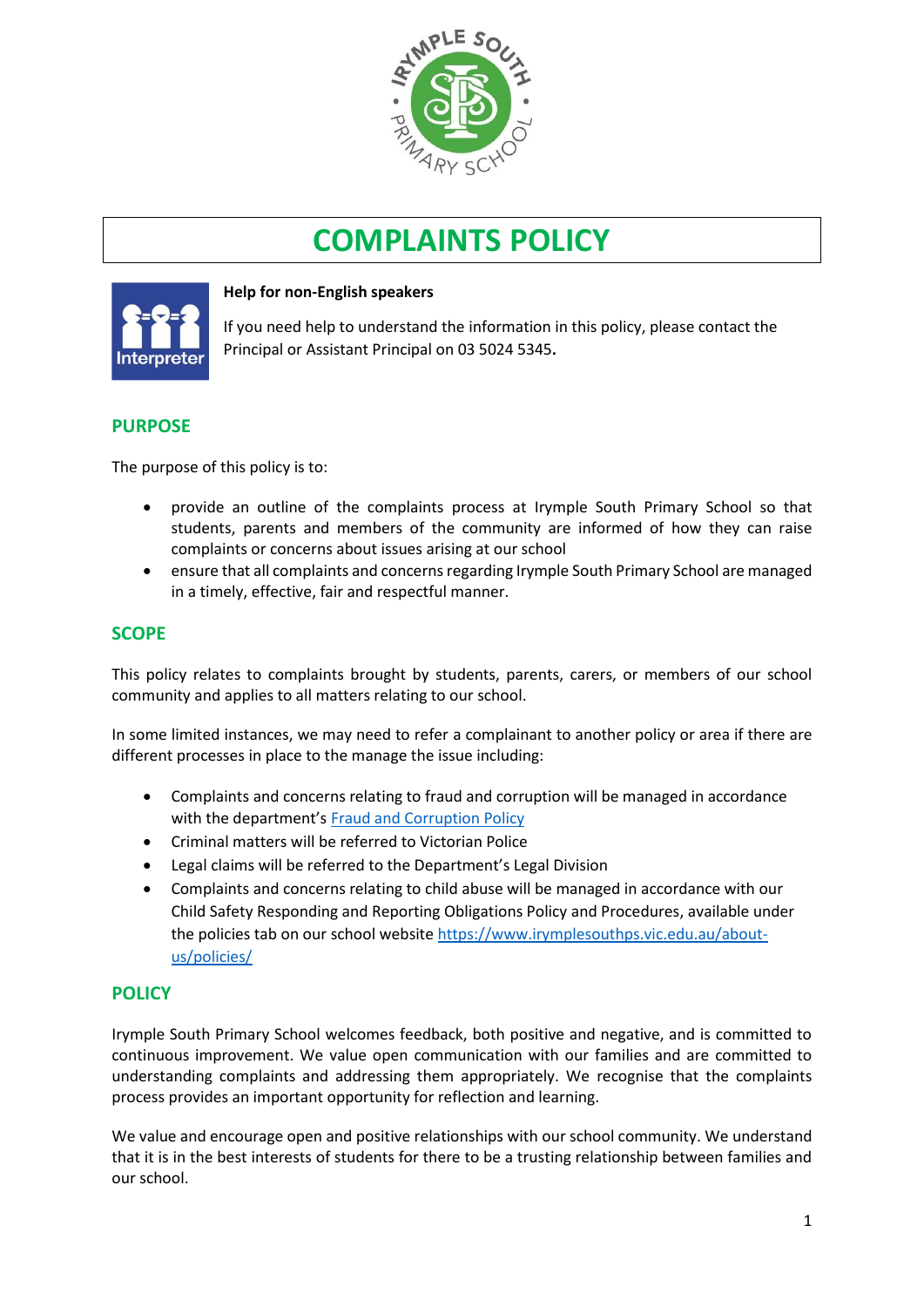# COMPLAINTS POLICY

**Help for non-English speakers**

If you need help to understand the information in this policy, please contact the Principal or Assistant Principal on 03 5024 5345**.**

## PURPOSE

The purpose of this policy is to:

- provide an outline of the complaints process at Irymple South Primary School so that students, parents and members of the community are informed of how they can raise complaints or concerns about issues arising at our school
- ensure that all complaints and concerns regarding Irymple South Primary School are managed in a timely, effective, fair and respectful manner.

## SCOPE

This policy relates to complaints brought by students, parents, carers, or members of our school community and applies to all matters relating to our school.

In some limited instances, we may need to refer a complainant to another policy or area if there are different processes in place to the manage the issue including:

- Complaints and concerns relating to fraud and corruption will be managed in accordance with the department's [Fraud and Corruption Policy](Fraud and Corruption Policy)
- Criminal matters will be referred to Victorian Police
- Legal claims will be referred to the Department's Legal Division
- Complaints and concerns relating to child abuse will be managed in accordance with our Child Safety Responding and Reporting Obligations Policy and Procedures, available under the policies tab on our school website [https://www.irymplesouthps.vic.edu.au/about-us/policies/](https://www.irymplesouthps.vic.edu.au/about-us/policies/)

## POLICY

Irymple South Primary School welcomes feedback, both positive and negative, and is committed to continuous improvement. We value open communication with our families and are committed to understanding complaints and addressing them appropriately. We recognise that the complaints process provides an important opportunity for reflection and learning.

We value and encourage open and positive relationships with our school community. We understand that it is in the best interests of students for there to be a trusting relationship between families and our school.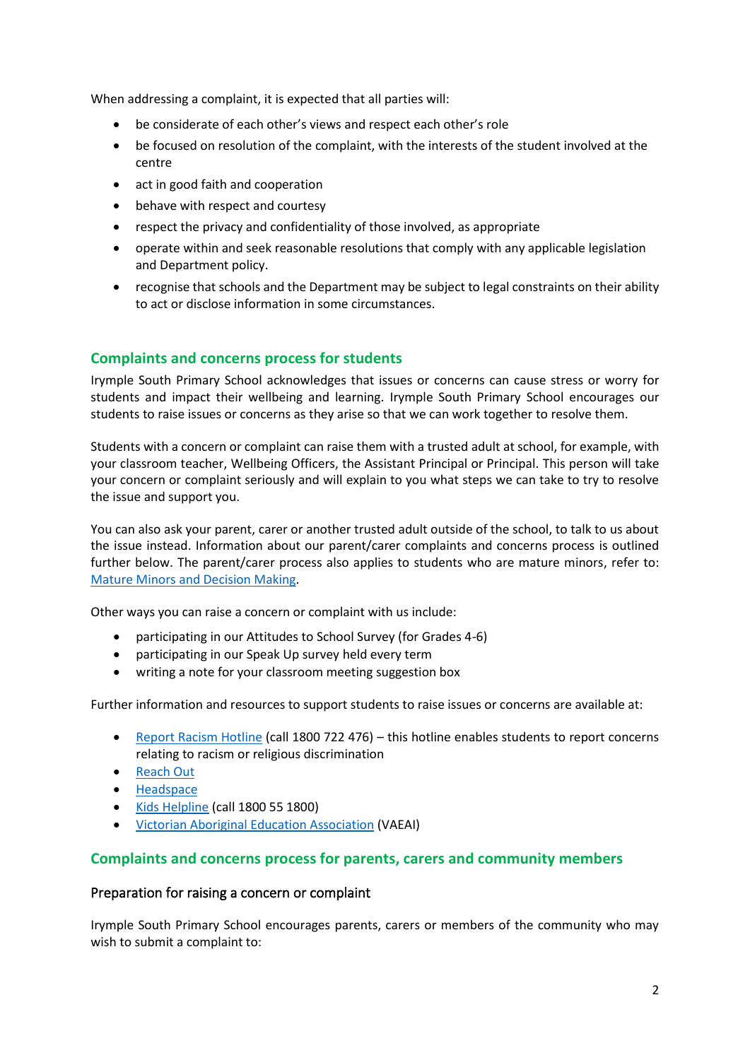When addressing a complaint, it is expected that all parties will:

- be considerate of each other's views and respect each other's role
- be focused on resolution of the complaint, with the interests of the student involved at the centre
- act in good faith and cooperation
- behave with respect and courtesy
- respect the privacy and confidentiality of those involved, as appropriate
- operate within and seek reasonable resolutions that comply with any applicable legislation and Department policy.
- recognise that schools and the Department may be subject to legal constraints on their ability to act or disclose information in some circumstances.

## Complaints and concerns process for students

Irymple South Primary School acknowledges that issues or concerns can cause stress or worry for students and impact their wellbeing and learning. Irymple South Primary School encourages our students to raise issues or concerns as they arise so that we can work together to resolve them.

Students with a concern or complaint can raise them with a trusted adult at school, for example, with your classroom teacher, Wellbeing Officers, the Assistant Principal or Principal. This person will take your concern or complaint seriously and will explain to you what steps we can take to try to resolve the issue and support you.

You can also ask your parent, carer or another trusted adult outside of the school, to talk to us about the issue instead. Information about our parent/carer complaints and concerns process is outlined further below. The parent/carer process also applies to students who are mature minors, refer to: [Mature Minors and Decision Making](#).

Other ways you can raise a concern or complaint with us include:

- participating in our Attitudes to School Survey (for Grades 4-6)
- participating in our Speak Up survey held every term
- writing a note for your classroom meeting suggestion box

Further information and resources to support students to raise issues or concerns are available at:

- [Report Racism Hotline](#) (call 1800 722 476) – this hotline enables students to report concerns relating to racism or religious discrimination
- [Reach Out](#)
- [Headspace](#)
- [Kids Helpline](#) (call 1800 55 1800)
- [Victorian Aboriginal Education Association](#) (VAEAI)

## Complaints and concerns process for parents, carers and community members

### Preparation for raising a concern or complaint

Irymple South Primary School encourages parents, carers or members of the community who may wish to submit a complaint to: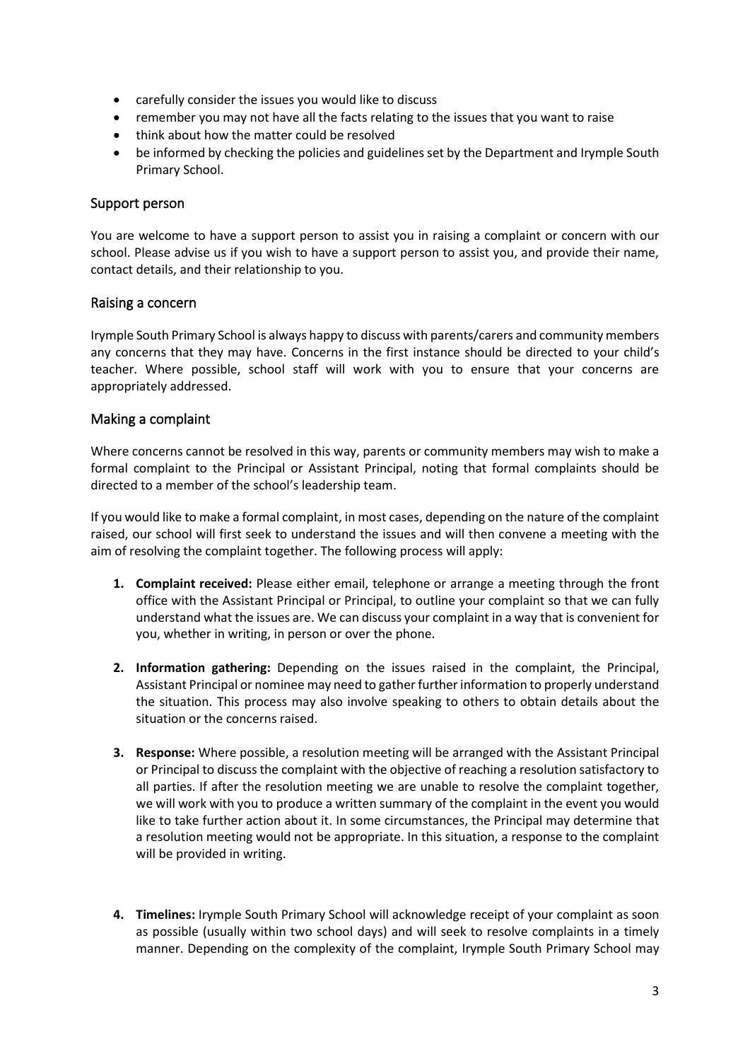- carefully consider the issues you would like to discuss
- remember you may not have all the facts relating to the issues that you want to raise
- think about how the matter could be resolved
- be informed by checking the policies and guidelines set by the Department and Irymple South Primary School.

## Support person

You are welcome to have a support person to assist you in raising a complaint or concern with our school. Please advise us if you wish to have a support person to assist you, and provide their name, contact details, and their relationship to you.

## Raising a concern

Irymple South Primary School is always happy to discuss with parents/carers and community members any concerns that they may have. Concerns in the first instance should be directed to your child's teacher. Where possible, school staff will work with you to ensure that your concerns are appropriately addressed.

## Making a complaint

Where concerns cannot be resolved in this way, parents or community members may wish to make a formal complaint to the Principal or Assistant Principal, noting that formal complaints should be directed to a member of the school's leadership team.

If you would like to make a formal complaint, in most cases, depending on the nature of the complaint raised, our school will first seek to understand the issues and will then convene a meeting with the aim of resolving the complaint together. The following process will apply:

1. **Complaint received:** Please either email, telephone or arrange a meeting through the front office with the Assistant Principal or Principal, to outline your complaint so that we can fully understand what the issues are. We can discuss your complaint in a way that is convenient for you, whether in writing, in person or over the phone.

2. **Information gathering:** Depending on the issues raised in the complaint, the Principal, Assistant Principal or nominee may need to gather further information to properly understand the situation. This process may also involve speaking to others to obtain details about the situation or the concerns raised.

3. **Response:** Where possible, a resolution meeting will be arranged with the Assistant Principal or Principal to discuss the complaint with the objective of reaching a resolution satisfactory to all parties. If after the resolution meeting we are unable to resolve the complaint together, we will work with you to produce a written summary of the complaint in the event you would like to take further action about it. In some circumstances, the Principal may determine that a resolution meeting would not be appropriate. In this situation, a response to the complaint will be provided in writing.

4. **Timelines:** Irymple South Primary School will acknowledge receipt of your complaint as soon as possible (usually within two school days) and will seek to resolve complaints in a timely manner. Depending on the complexity of the complaint, Irymple South Primary School may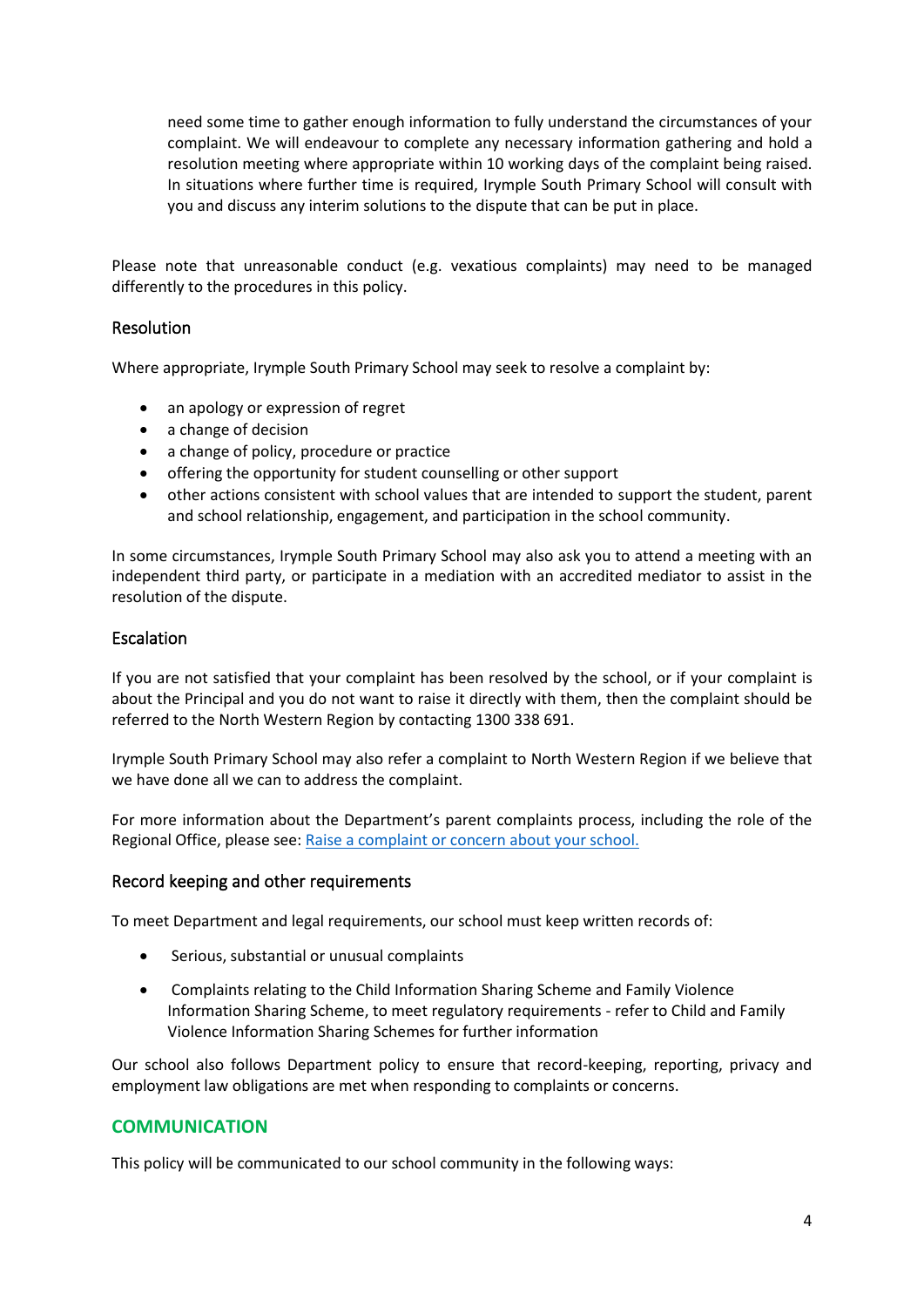need some time to gather enough information to fully understand the circumstances of your complaint. We will endeavour to complete any necessary information gathering and hold a resolution meeting where appropriate within 10 working days of the complaint being raised. In situations where further time is required, Irymple South Primary School will consult with you and discuss any interim solutions to the dispute that can be put in place.

Please note that unreasonable conduct (e.g. vexatious complaints) may need to be managed differently to the procedures in this policy.

### Resolution

Where appropriate, Irymple South Primary School may seek to resolve a complaint by:

- an apology or expression of regret
- a change of decision
- a change of policy, procedure or practice
- offering the opportunity for student counselling or other support
- other actions consistent with school values that are intended to support the student, parent and school relationship, engagement, and participation in the school community.

In some circumstances, Irymple South Primary School may also ask you to attend a meeting with an independent third party, or participate in a mediation with an accredited mediator to assist in the resolution of the dispute.

### Escalation

If you are not satisfied that your complaint has been resolved by the school, or if your complaint is about the Principal and you do not want to raise it directly with them, then the complaint should be referred to the North Western Region by contacting 1300 338 691.

Irymple South Primary School may also refer a complaint to North Western Region if we believe that we have done all we can to address the complaint.

For more information about the Department's parent complaints process, including the role of the Regional Office, please see: [Raise a complaint or concern about your school.]()

### Record keeping and other requirements

To meet Department and legal requirements, our school must keep written records of:

- Serious, substantial or unusual complaints
- Complaints relating to the Child Information Sharing Scheme and Family Violence Information Sharing Scheme, to meet regulatory requirements - refer to Child and Family Violence Information Sharing Schemes for further information

Our school also follows Department policy to ensure that record-keeping, reporting, privacy and employment law obligations are met when responding to complaints or concerns.

## COMMUNICATION

This policy will be communicated to our school community in the following ways: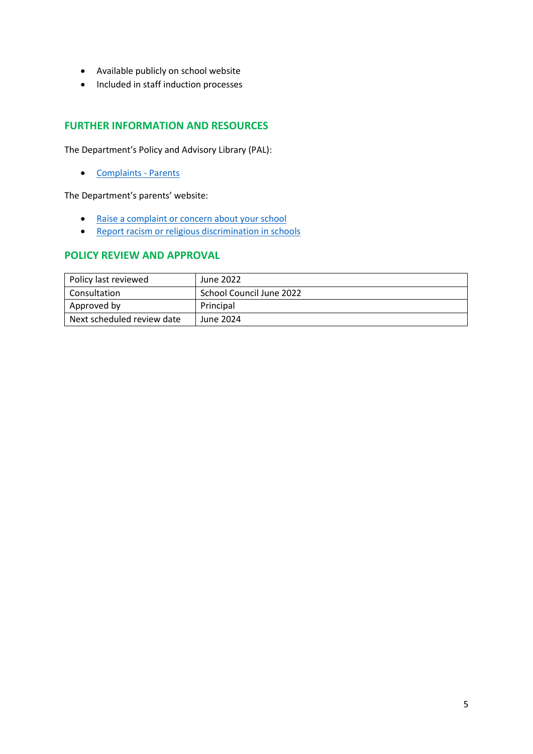- Available publicly on school website
- Included in staff induction processes

## FURTHER INFORMATION AND RESOURCES

The Department's Policy and Advisory Library (PAL):

- Complaints - Parents

The Department's parents' website:

- Raise a complaint or concern about your school
- Report racism or religious discrimination in schools

## POLICY REVIEW AND APPROVAL

| | |
|---|---|
| Policy last reviewed | June 2022 |
| Consultation | School Council June 2022 |
| Approved by | Principal |
| Next scheduled review date | June 2024 |